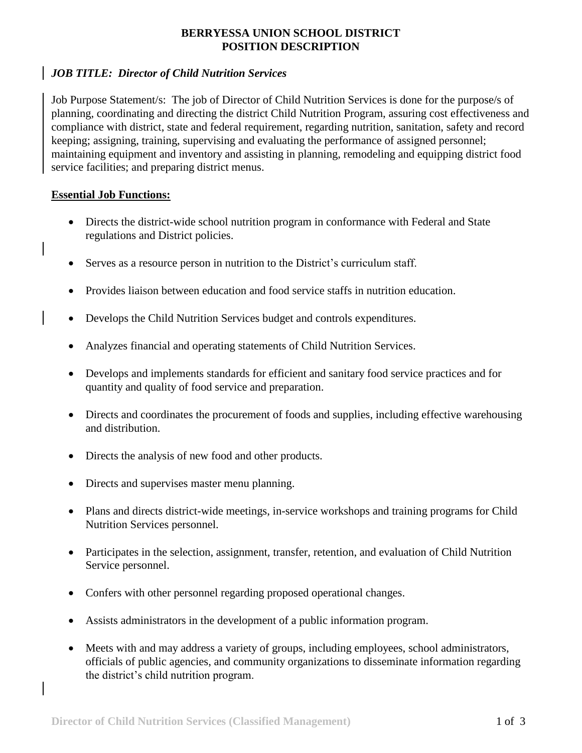# BERRYESSA UNION SCHOOL DISTRICT
# POSITION DESCRIPTION

***JOB TITLE: Director of Child Nutrition Services***

Job Purpose Statement/s: The job of Director of Child Nutrition Services is done for the purpose/s of planning, coordinating and directing the district Child Nutrition Program, assuring cost effectiveness and compliance with district, state and federal requirement, regarding nutrition, sanitation, safety and record keeping; assigning, training, supervising and evaluating the performance of assigned personnel; maintaining equipment and inventory and assisting in planning, remodeling and equipping district food service facilities; and preparing district menus.

**Essential Job Functions:**

- Directs the district-wide school nutrition program in conformance with Federal and State regulations and District policies.
- Serves as a resource person in nutrition to the District's curriculum staff.
- Provides liaison between education and food service staffs in nutrition education.
- Develops the Child Nutrition Services budget and controls expenditures.
- Analyzes financial and operating statements of Child Nutrition Services.
- Develops and implements standards for efficient and sanitary food service practices and for quantity and quality of food service and preparation.
- Directs and coordinates the procurement of foods and supplies, including effective warehousing and distribution.
- Directs the analysis of new food and other products.
- Directs and supervises master menu planning.
- Plans and directs district-wide meetings, in-service workshops and training programs for Child Nutrition Services personnel.
- Participates in the selection, assignment, transfer, retention, and evaluation of Child Nutrition Service personnel.
- Confers with other personnel regarding proposed operational changes.
- Assists administrators in the development of a public information program.
- Meets with and may address a variety of groups, including employees, school administrators, officials of public agencies, and community organizations to disseminate information regarding the district's child nutrition program.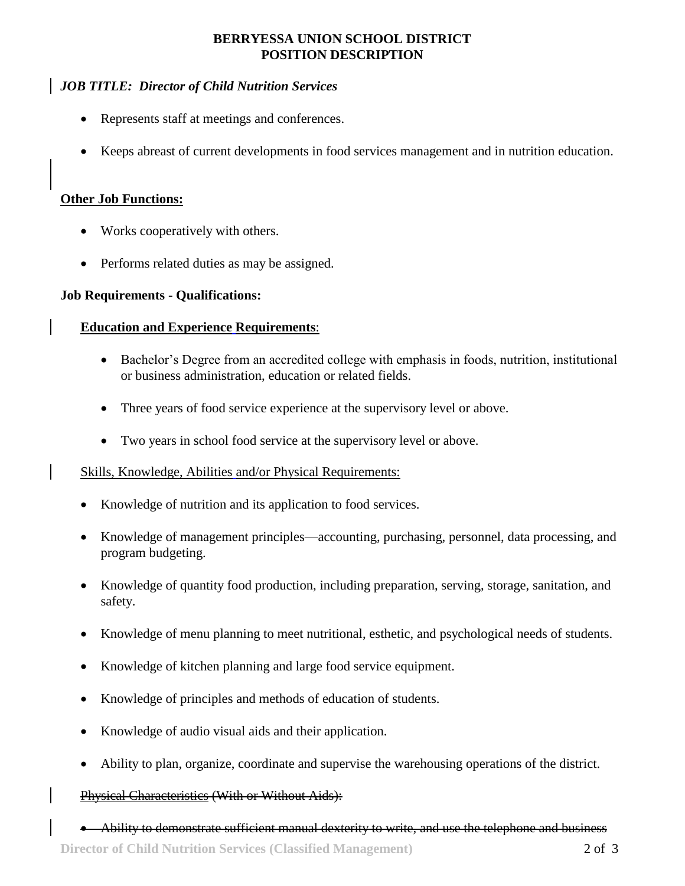**BERRYESSA UNION SCHOOL DISTRICT**
**POSITION DESCRIPTION**

***JOB TITLE: Director of Child Nutrition Services***

- Represents staff at meetings and conferences.
- Keeps abreast of current developments in food services management and in nutrition education.

**Other Job Functions:**

- Works cooperatively with others.
- Performs related duties as may be assigned.

**Job Requirements - Qualifications:**

**Education and Experience Requirements**:

- Bachelor's Degree from an accredited college with emphasis in foods, nutrition, institutional or business administration, education or related fields.
- Three years of food service experience at the supervisory level or above.
- Two years in school food service at the supervisory level or above.

Skills, Knowledge, Abilities and/or Physical Requirements:

- Knowledge of nutrition and its application to food services.
- Knowledge of management principles—accounting, purchasing, personnel, data processing, and program budgeting.
- Knowledge of quantity food production, including preparation, serving, storage, sanitation, and safety.
- Knowledge of menu planning to meet nutritional, esthetic, and psychological needs of students.
- Knowledge of kitchen planning and large food service equipment.
- Knowledge of principles and methods of education of students.
- Knowledge of audio visual aids and their application.
- Ability to plan, organize, coordinate and supervise the warehousing operations of the district.

~~Physical Characteristics (With or Without Aids):~~

- ~~Ability to demonstrate sufficient manual dexterity to write, and use the telephone and business~~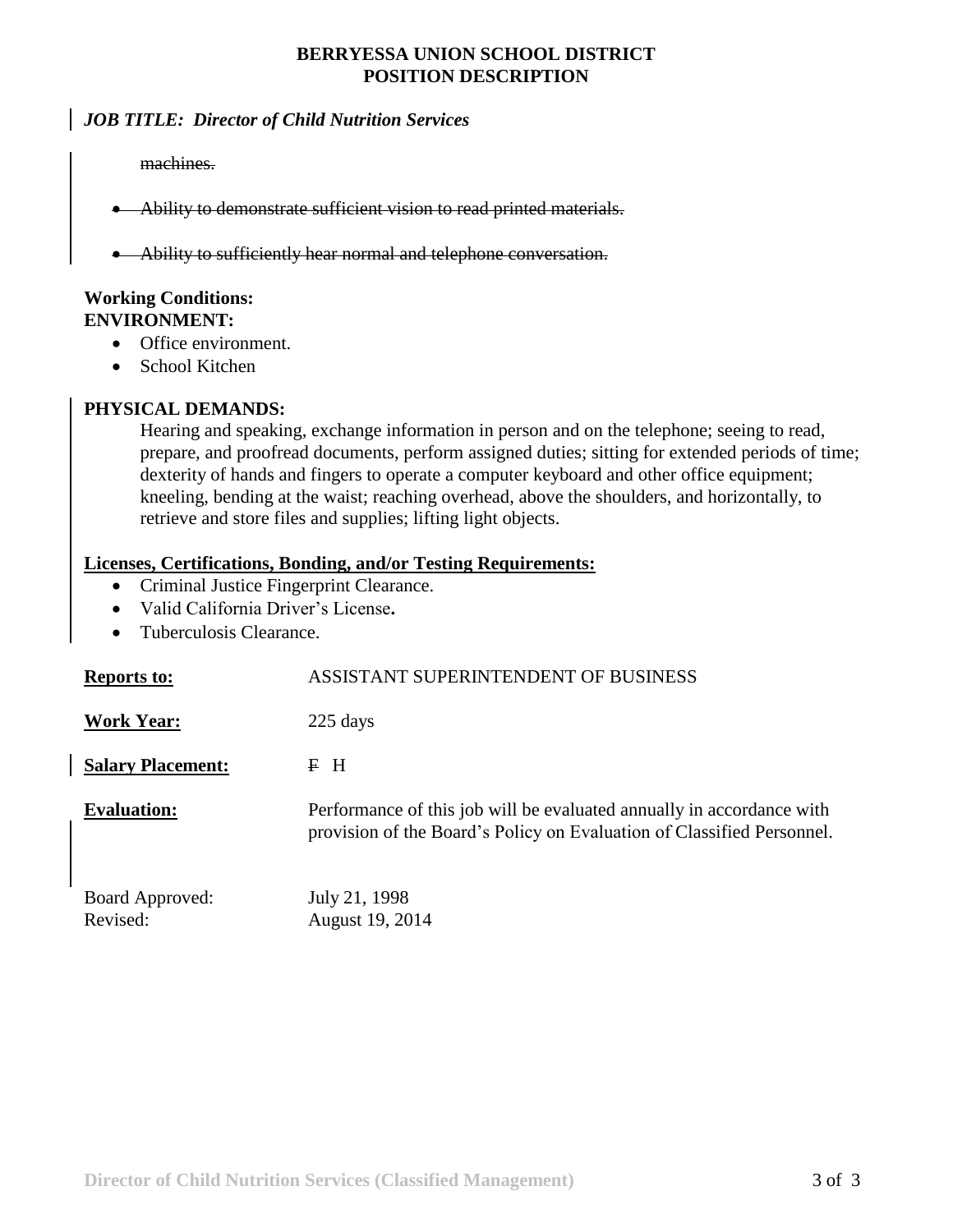**BERRYESSA UNION SCHOOL DISTRICT**
**POSITION DESCRIPTION**

***JOB TITLE: Director of Child Nutrition Services***

~~machines.~~

- ~~Ability to demonstrate sufficient vision to read printed materials.~~
- ~~Ability to sufficiently hear normal and telephone conversation.~~

**Working Conditions:**
**ENVIRONMENT:**

- Office environment.
- School Kitchen

**PHYSICAL DEMANDS:**

Hearing and speaking, exchange information in person and on the telephone; seeing to read, prepare, and proofread documents, perform assigned duties; sitting for extended periods of time; dexterity of hands and fingers to operate a computer keyboard and other office equipment; kneeling, bending at the waist; reaching overhead, above the shoulders, and horizontally, to retrieve and store files and supplies; lifting light objects.

**Licenses, Certifications, Bonding, and/or Testing Requirements:**

- Criminal Justice Fingerprint Clearance.
- Valid California Driver's License**.**
- Tuberculosis Clearance.

| | |
|---|---|
| **Reports to:** | ASSISTANT SUPERINTENDENT OF BUSINESS |
| **Work Year:** | 225 days |
| **Salary Placement:** | ~~F~~ H |
| **Evaluation:** | Performance of this job will be evaluated annually in accordance with provision of the Board's Policy on Evaluation of Classified Personnel. |

| | |
|---|---|
| Board Approved: | July 21, 1998 |
| Revised: | August 19, 2014 |